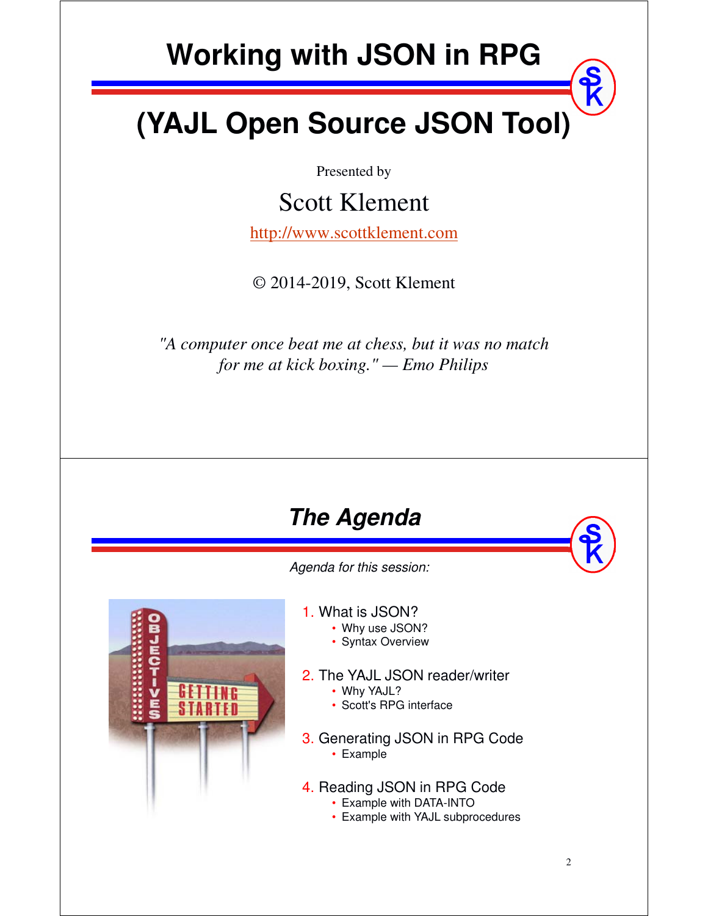# Working with JSON in RPG

# (YAJL Open Source JSON Tool)

Presented by

Scott Klement

http://www.scottklement.com

© 2014-2019, Scott Klement

*"A computer once beat me at chess, but it was no match for me at kick boxing." — Emo Philips*

## *The Agenda*

*Agenda for this session:*

1. What is JSON?
   - Why use JSON?
   - Syntax Overview
2. The YAJL JSON reader/writer
   - Why YAJL?
   - Scott's RPG interface
3. Generating JSON in RPG Code
   - Example
4. Reading JSON in RPG Code
   - Example with DATA-INTO
   - Example with YAJL subprocedures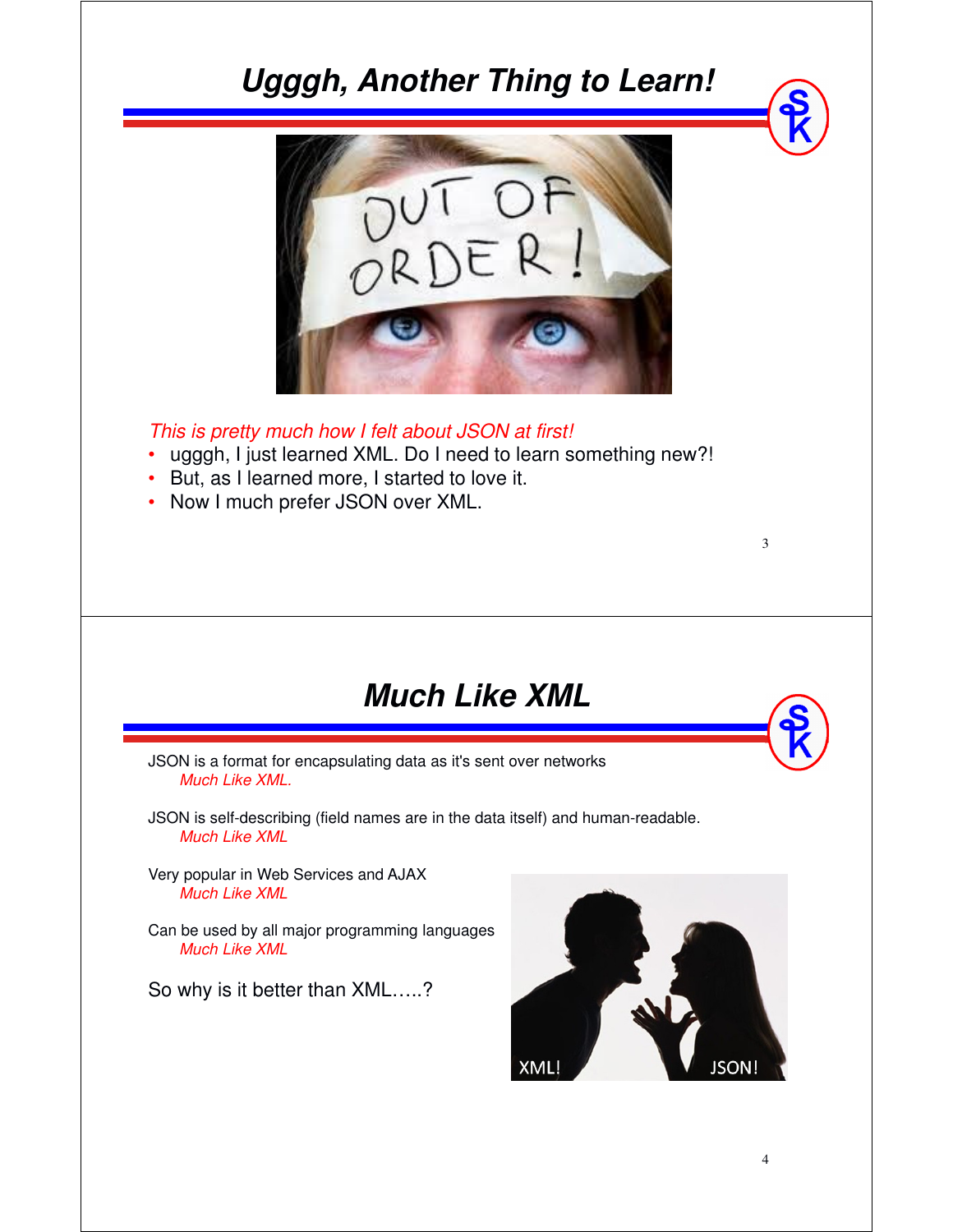## Ugggh, Another Thing to Learn!

*This is pretty much how I felt about JSON at first!*

- ugggh, I just learned XML. Do I need to learn something new?!
- But, as I learned more, I started to love it.
- Now I much prefer JSON over XML.

## Much Like XML

JSON is a format for encapsulating data as it's sent over networks
*Much Like XML.*

JSON is self-describing (field names are in the data itself) and human-readable.
*Much Like XML*

Very popular in Web Services and AJAX
*Much Like XML*

Can be used by all major programming languages
*Much Like XML*

So why is it better than XML…..?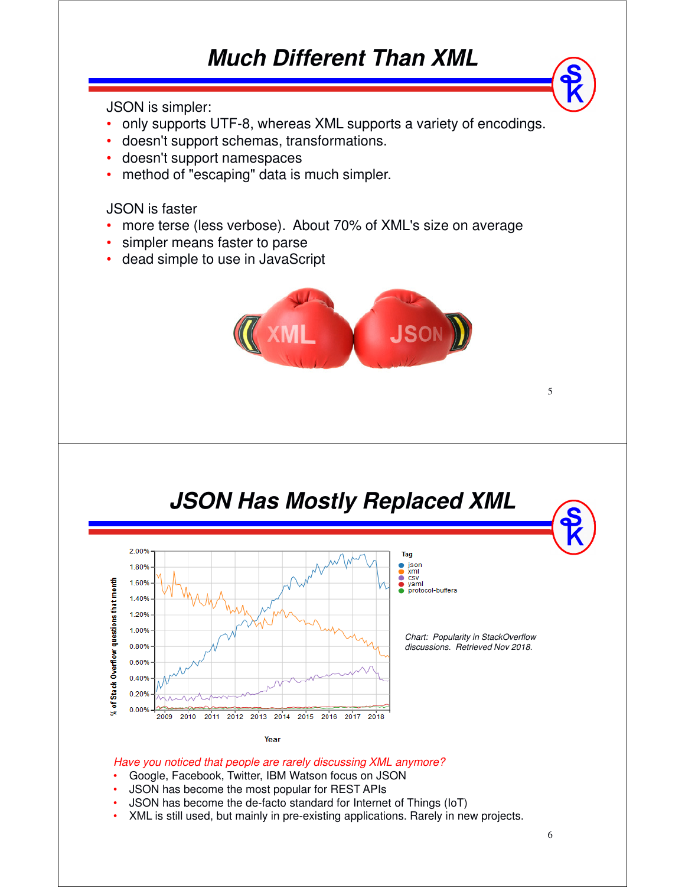# Much Different Than XML

JSON is simpler:

- only supports UTF-8, whereas XML supports a variety of encodings.
- doesn't support schemas, transformations.
- doesn't support namespaces
- method of "escaping" data is much simpler.

JSON is faster

- more terse (less verbose). About 70% of XML's size on average
- simpler means faster to parse
- dead simple to use in JavaScript

# JSON Has Mostly Replaced XML

*Chart: Popularity in StackOverflow discussions. Retrieved Nov 2018.*

*Have you noticed that people are rarely discussing XML anymore?*

- Google, Facebook, Twitter, IBM Watson focus on JSON
- JSON has become the most popular for REST APIs
- JSON has become the de-facto standard for Internet of Things (IoT)
- XML is still used, but mainly in pre-existing applications. Rarely in new projects.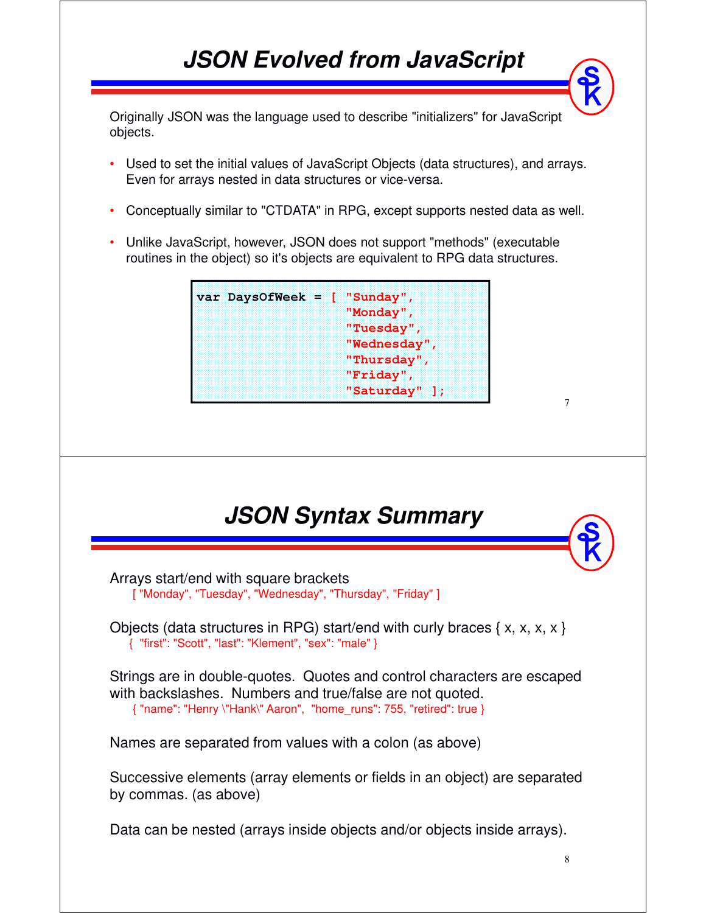# JSON Evolved from JavaScript

Originally JSON was the language used to describe "initializers" for JavaScript objects.

- Used to set the initial values of JavaScript Objects (data structures), and arrays. Even for arrays nested in data structures or vice-versa.
- Conceptually similar to "CTDATA" in RPG, except supports nested data as well.
- Unlike JavaScript, however, JSON does not support "methods" (executable routines in the object) so it's objects are equivalent to RPG data structures.

```
var DaysOfWeek = [ "Sunday",
                   "Monday",
                   "Tuesday",
                   "Wednesday",
                   "Thursday",
                   "Friday",
                   "Saturday" ];
```

# JSON Syntax Summary

Arrays start/end with square brackets

```
[ "Monday", "Tuesday", "Wednesday", "Thursday", "Friday" ]
```

Objects (data structures in RPG) start/end with curly braces { x, x, x, x }

```
{  "first": "Scott", "last": "Klement", "sex": "male" }
```

Strings are in double-quotes. Quotes and control characters are escaped with backslashes. Numbers and true/false are not quoted.

```
{ "name": "Henry \"Hank\" Aaron",  "home_runs": 755, "retired": true }
```

Names are separated from values with a colon (as above)

Successive elements (array elements or fields in an object) are separated by commas. (as above)

Data can be nested (arrays inside objects and/or objects inside arrays).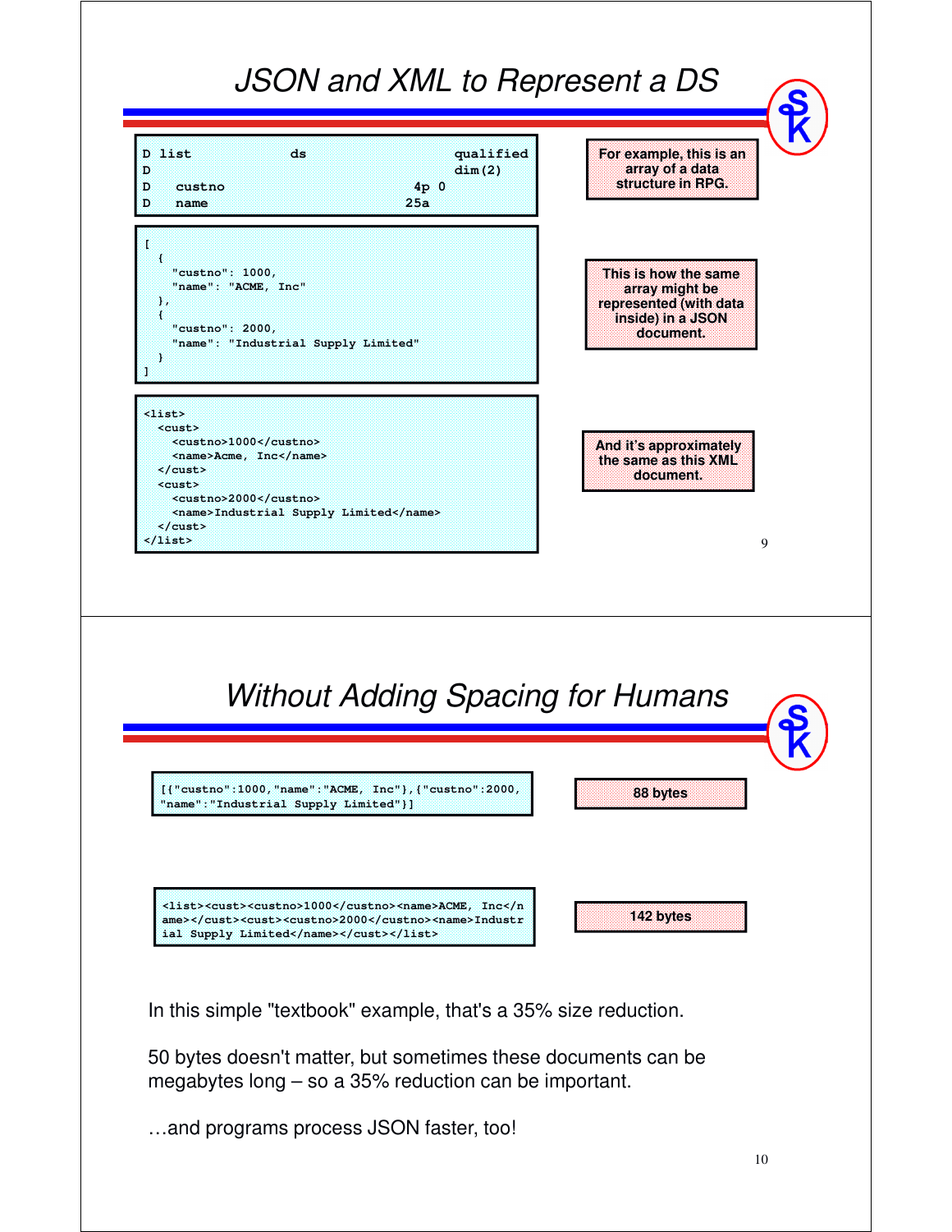## JSON and XML to Represent a DS

```
D list            ds                  qualified
D                                     dim(2)
D   custno                       4p 0
D   name                        25a
```

For example, this is an array of a data structure in RPG.

```
[
  {
    "custno": 1000,
    "name": "ACME, Inc"
  },
  {
    "custno": 2000,
    "name": "Industrial Supply Limited"
  }
]
```

This is how the same array might be represented (with data inside) in a JSON document.

```
<list>
  <cust>
    <custno>1000</custno>
    <name>Acme, Inc</name>
  </cust>
  <cust>
    <custno>2000</custno>
    <name>Industrial Supply Limited</name>
  </cust>
</list>
```

And it's approximately the same as this XML document.

## Without Adding Spacing for Humans

```
[{"custno":1000,"name":"ACME, Inc"},{"custno":2000,
"name":"Industrial Supply Limited"}]
```

88 bytes

```
<list><cust><custno>1000</custno><name>ACME, Inc</n
ame></cust><cust><custno>2000</custno><name>Industr
ial Supply Limited</name></cust></list>
```

142 bytes

In this simple "textbook" example, that's a 35% size reduction.

50 bytes doesn't matter, but sometimes these documents can be megabytes long – so a 35% reduction can be important.

…and programs process JSON faster, too!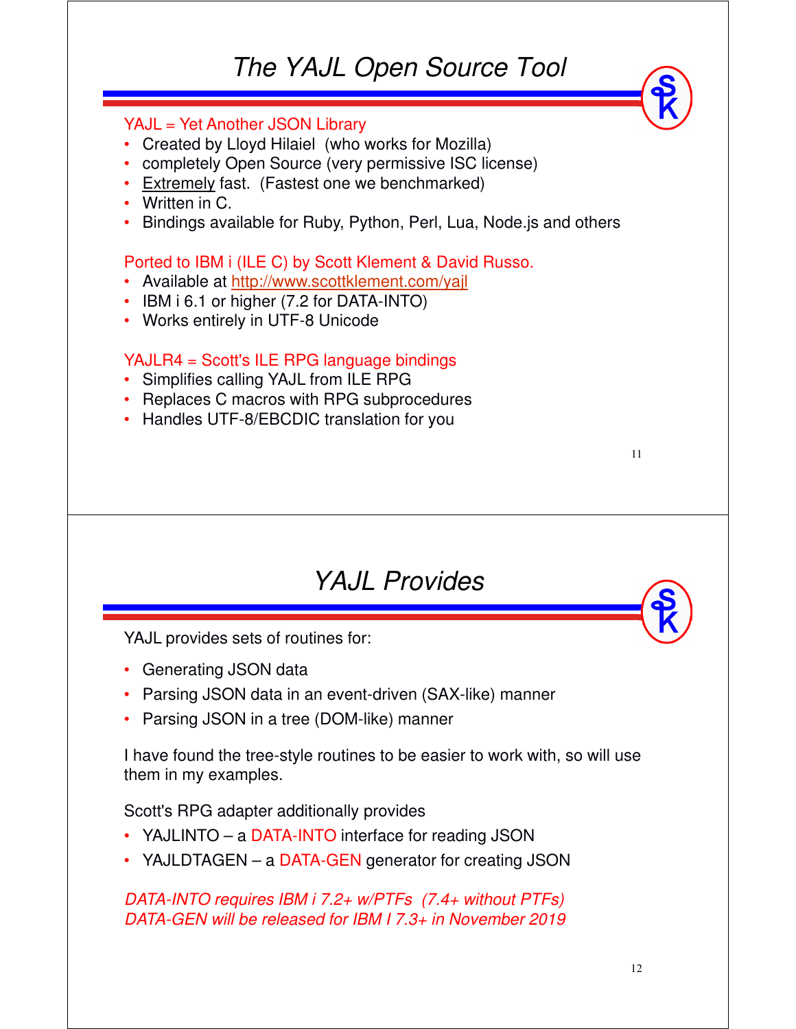# The YAJL Open Source Tool

YAJL = Yet Another JSON Library

- Created by Lloyd Hilaiel (who works for Mozilla)
- completely Open Source (very permissive ISC license)
- Extremely fast. (Fastest one we benchmarked)
- Written in C.
- Bindings available for Ruby, Python, Perl, Lua, Node.js and others

Ported to IBM i (ILE C) by Scott Klement & David Russo.

- Available at http://www.scottklement.com/yajl
- IBM i 6.1 or higher (7.2 for DATA-INTO)
- Works entirely in UTF-8 Unicode

YAJLR4 = Scott's ILE RPG language bindings

- Simplifies calling YAJL from ILE RPG
- Replaces C macros with RPG subprocedures
- Handles UTF-8/EBCDIC translation for you

# YAJL Provides

YAJL provides sets of routines for:

- Generating JSON data
- Parsing JSON data in an event-driven (SAX-like) manner
- Parsing JSON in a tree (DOM-like) manner

I have found the tree-style routines to be easier to work with, so will use them in my examples.

Scott's RPG adapter additionally provides

- YAJLINTO – a DATA-INTO interface for reading JSON
- YAJLDTAGEN – a DATA-GEN generator for creating JSON

*DATA-INTO requires IBM i 7.2+ w/PTFs (7.4+ without PTFs)*
*DATA-GEN will be released for IBM I 7.3+ in November 2019*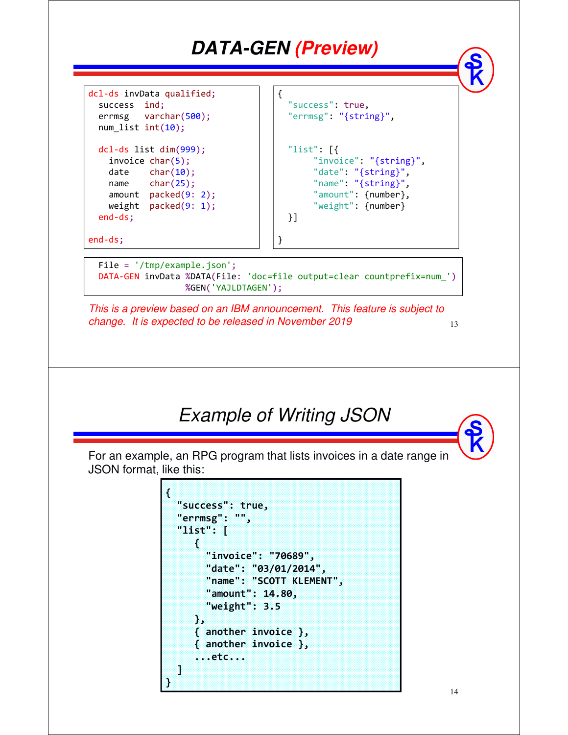# DATA-GEN *(Preview)*

```
dcl-ds invData qualified;
  success   ind;
  errmsg    varchar(500);
  num_list int(10);

  dcl-ds list dim(999);
    invoice char(5);
    date    char(10);
    name    char(25);
    amount  packed(9: 2);
    weight  packed(9: 1);
  end-ds;

end-ds;
```

```
{
  "success": true,
  "errmsg": "{string}",


  "list": [{
       "invoice": "{string}",
       "date": "{string}",
       "name": "{string}",
       "amount": {number},
       "weight": {number}
  }]

}
```

```
  File = '/tmp/example.json';
  DATA-GEN invData %DATA(File: 'doc=file output=clear countprefix=num_')
                   %GEN('YAJLDTAGEN');
```

*This is a preview based on an IBM announcement. This feature is subject to change. It is expected to be released in November 2019*

# Example of Writing JSON

For an example, an RPG program that lists invoices in a date range in JSON format, like this:

```
{
  "success": true,
  "errmsg": "",
  "list": [
     {
       "invoice": "70689",
       "date": "03/01/2014",
       "name": "SCOTT KLEMENT",
       "amount": 14.80,
       "weight": 3.5
     },
     { another invoice },
     { another invoice },
     ...etc...
  ]
}
```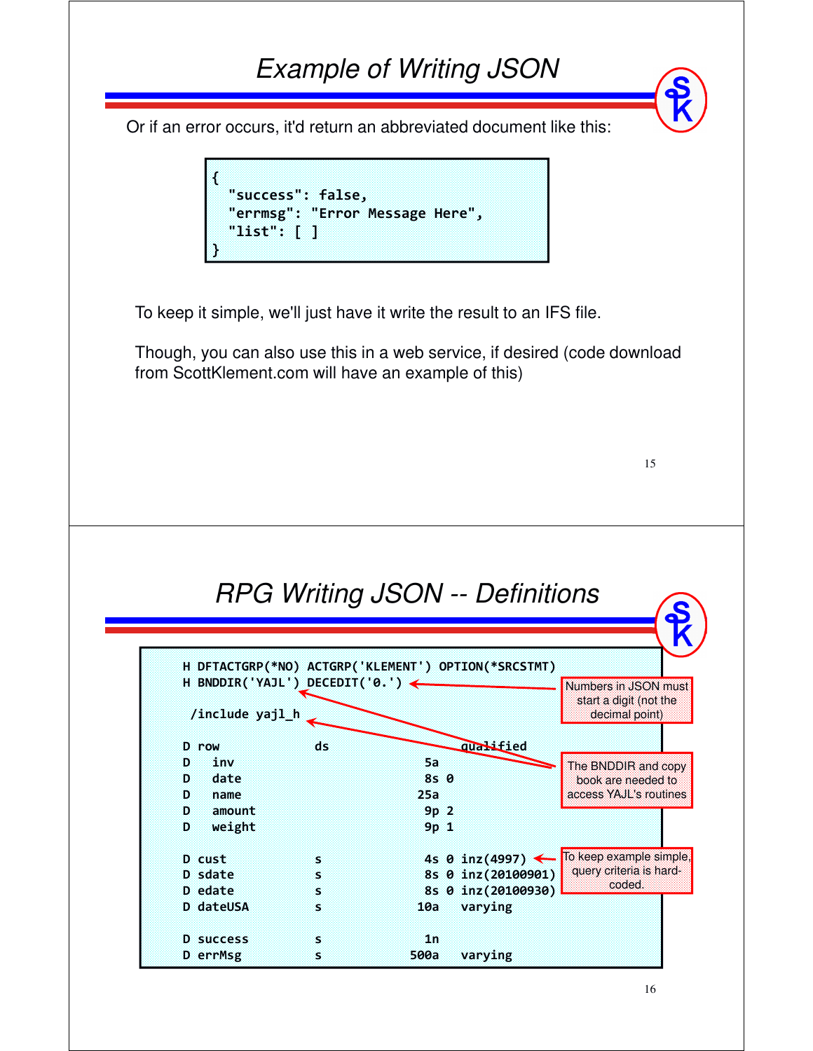## Example of Writing JSON

Or if an error occurs, it'd return an abbreviated document like this:

```
{
  "success": false,
  "errmsg": "Error Message Here",
  "list": [ ]
}
```

To keep it simple, we'll just have it write the result to an IFS file.

Though, you can also use this in a web service, if desired (code download from ScottKlement.com will have an example of this)

## RPG Writing JSON -- Definitions

```
H DFTACTGRP(*NO) ACTGRP('KLEMENT') OPTION(*SRCSTMT)
H BNDDIR('YAJL') DECEDIT('0.')

 /include yajl_h

D row             ds                  qualified
D   inv                          5a
D   date                         8s 0
D   name                        25a
D   amount                       9p 2
D   weight                       9p 1

D cust            s              4s 0 inz(4997)
D sdate           s              8s 0 inz(20100901)
D edate           s              8s 0 inz(20100930)
D dateUSA         s             10a   varying

D success         s              1n
D errMsg          s            500a   varying
```

- Numbers in JSON must start a digit (not the decimal point)
- The BNDDIR and copy book are needed to access YAJL's routines
- To keep example simple, query criteria is hard-coded.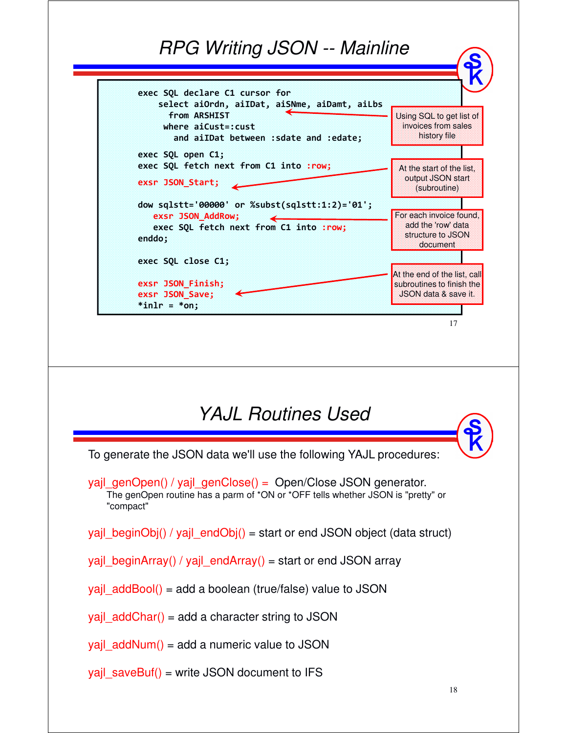# RPG Writing JSON -- Mainline

```
exec SQL declare C1 cursor for
    select aiOrdn, aiIDat, aiSNme, aiDamt, aiLbs
      from ARSHIST
     where aiCust=:cust
       and aiIDat between :sdate and :edate;

exec SQL open C1;
exec SQL fetch next from C1 into :row;
exsr JSON_Start;

dow sqlstt='00000' or %subst(sqlstt:1:2)='01';
   exsr JSON_AddRow;
   exec SQL fetch next from C1 into :row;
enddo;

exec SQL close C1;

exsr JSON_Finish;
exsr JSON_Save;
*inlr = *on;
```

Using SQL to get list of invoices from sales history file

At the start of the list, output JSON start (subroutine)

For each invoice found, add the 'row' data structure to JSON document

At the end of the list, call subroutines to finish the JSON data & save it.

# YAJL Routines Used

To generate the JSON data we'll use the following YAJL procedures:

yajl_genOpen() / yajl_genClose() = Open/Close JSON generator.
The genOpen routine has a parm of *ON or *OFF tells whether JSON is "pretty" or "compact"

yajl_beginObj() / yajl_endObj() = start or end JSON object (data struct)

yajl_beginArray() / yajl_endArray() = start or end JSON array

yajl_addBool() = add a boolean (true/false) value to JSON

yajl_addChar() = add a character string to JSON

yajl_addNum() = add a numeric value to JSON

yajl_saveBuf() = write JSON document to IFS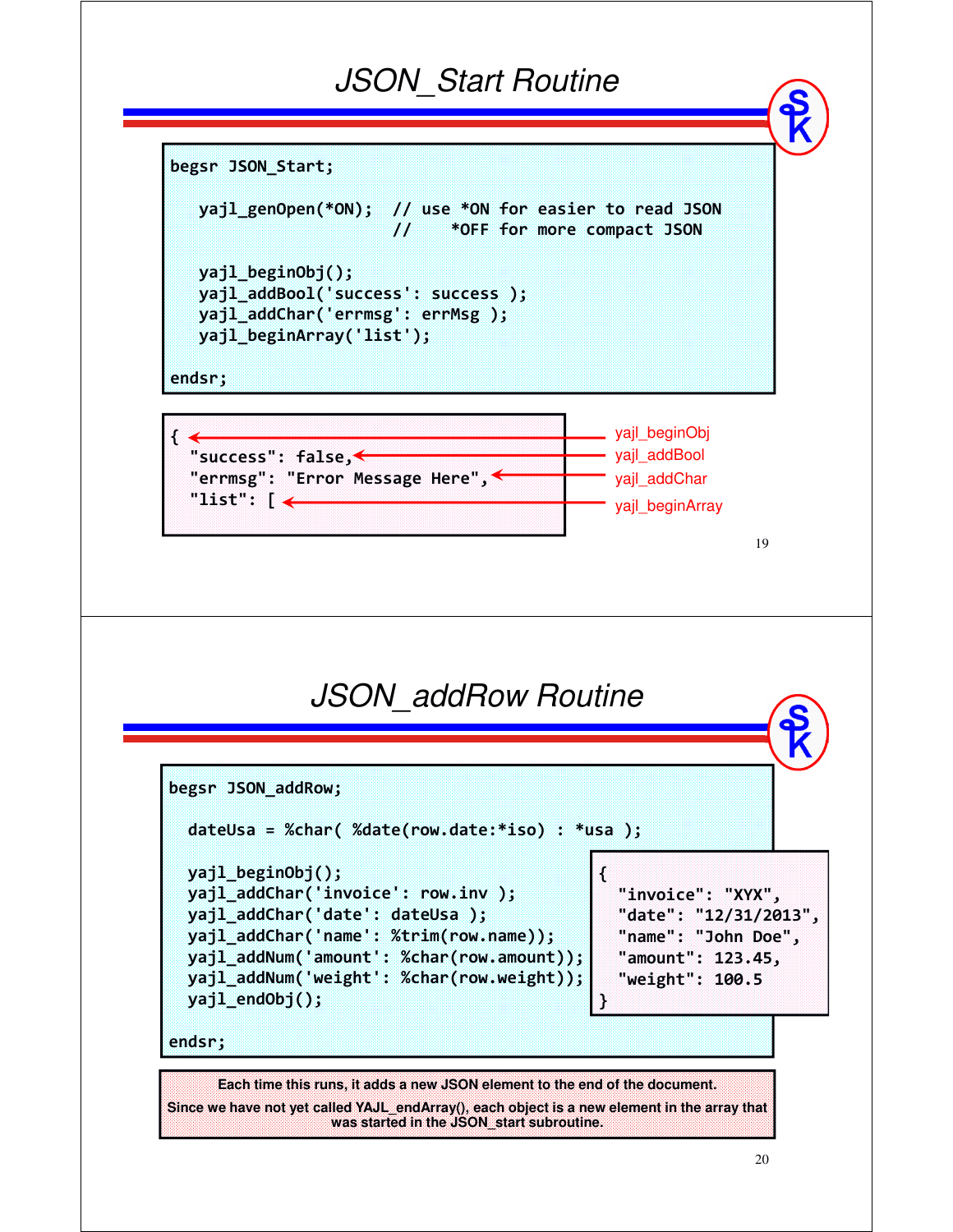## JSON_Start Routine

```
begsr JSON_Start;

   yajl_genOpen(*ON);  // use *ON for easier to read JSON
                       //    *OFF for more compact JSON

   yajl_beginObj();
   yajl_addBool('success': success );
   yajl_addChar('errmsg': errMsg );
   yajl_beginArray('list');

endsr;
```

```
{                                   <-- yajl_beginObj
  "success": false,                 <-- yajl_addBool
  "errmsg": "Error Message Here",   <-- yajl_addChar
  "list": [                         <-- yajl_beginArray
```

## JSON_addRow Routine

```
begsr JSON_addRow;

  dateUsa = %char( %date(row.date:*iso) : *usa );

  yajl_beginObj();
  yajl_addChar('invoice': row.inv );
  yajl_addChar('date': dateUsa );
  yajl_addChar('name': %trim(row.name));
  yajl_addNum('amount': %char(row.amount));
  yajl_addNum('weight': %char(row.weight));
  yajl_endObj();

endsr;
```

```
{
  "invoice": "XYX",
  "date": "12/31/2013",
  "name": "John Doe",
  "amount": 123.45,
  "weight": 100.5
}
```

**Each time this runs, it adds a new JSON element to the end of the document.**

**Since we have not yet called YAJL_endArray(), each object is a new element in the array that was started in the JSON_start subroutine.**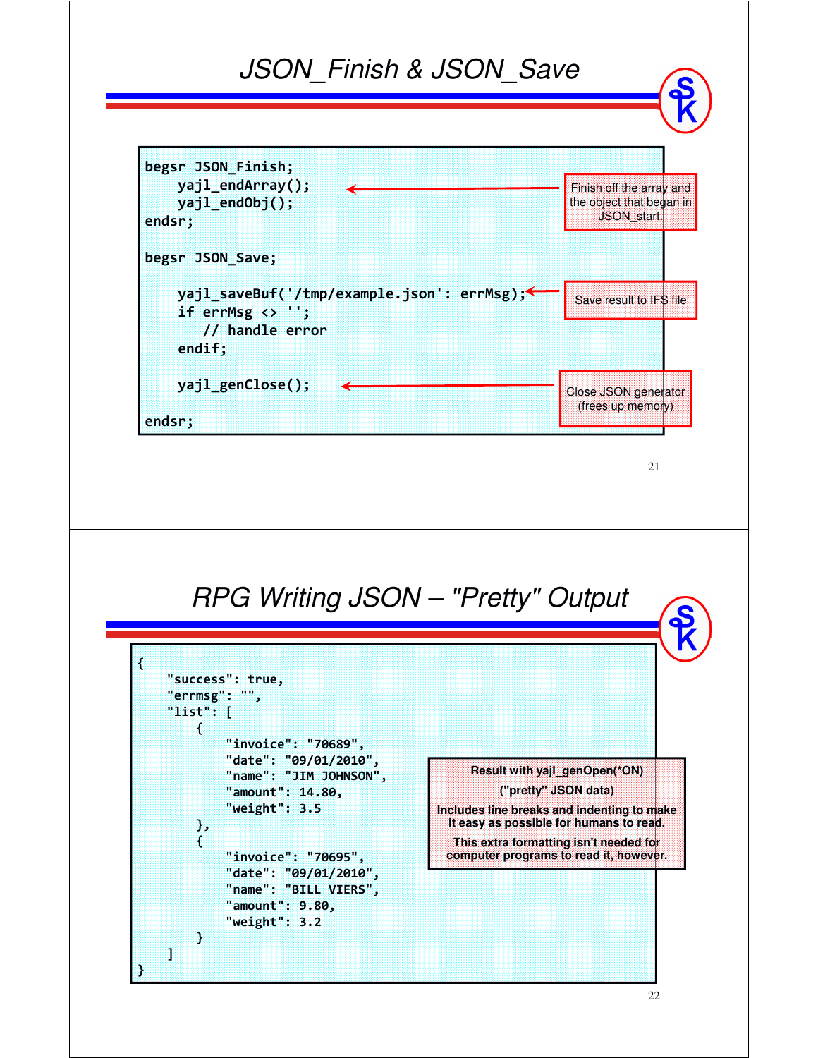## JSON_Finish & JSON_Save

```
begsr JSON_Finish;
    yajl_endArray();
    yajl_endObj();
endsr;

begsr JSON_Save;

    yajl_saveBuf('/tmp/example.json': errMsg);
    if errMsg <> '';
       // handle error
    endif;

    yajl_genClose();

endsr;
```

- Finish off the array and the object that began in JSON_start.
- Save result to IFS file
- Close JSON generator (frees up memory)

## RPG Writing JSON – "Pretty" Output

```
{
    "success": true,
    "errmsg": "",
    "list": [
        {
            "invoice": "70689",
            "date": "09/01/2010",
            "name": "JIM JOHNSON",
            "amount": 14.80,
            "weight": 3.5
        },
        {
            "invoice": "70695",
            "date": "09/01/2010",
            "name": "BILL VIERS",
            "amount": 9.80,
            "weight": 3.2
        }
    ]
}
```

**Result with yajl_genOpen(*ON)**

**("pretty" JSON data)**

**Includes line breaks and indenting to make it easy as possible for humans to read.**

**This extra formatting isn't needed for computer programs to read it, however.**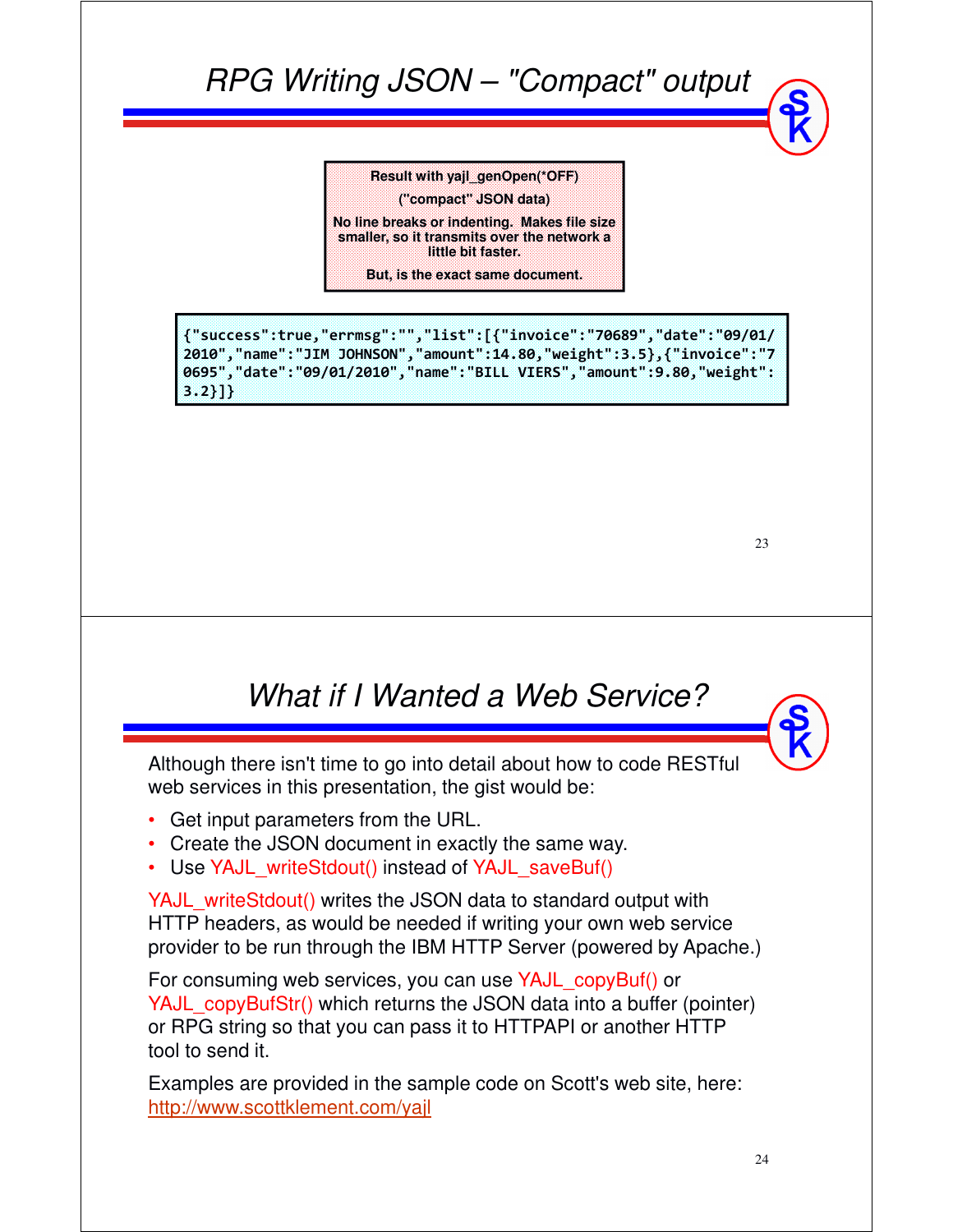## RPG Writing JSON – "Compact" output

**Result with yajl_genOpen(*OFF)**

**("compact" JSON data)**

**No line breaks or indenting. Makes file size smaller, so it transmits over the network a little bit faster.**

**But, is the exact same document.**

```
{"success":true,"errmsg":"","list":[{"invoice":"70689","date":"09/01/2010","name":"JIM JOHNSON","amount":14.80,"weight":3.5},{"invoice":"70695","date":"09/01/2010","name":"BILL VIERS","amount":9.80,"weight":3.2}]}
```

## What if I Wanted a Web Service?

Although there isn't time to go into detail about how to code RESTful web services in this presentation, the gist would be:

- Get input parameters from the URL.
- Create the JSON document in exactly the same way.
- Use YAJL_writeStdout() instead of YAJL_saveBuf()

YAJL_writeStdout() writes the JSON data to standard output with HTTP headers, as would be needed if writing your own web service provider to be run through the IBM HTTP Server (powered by Apache.)

For consuming web services, you can use YAJL_copyBuf() or YAJL_copyBufStr() which returns the JSON data into a buffer (pointer) or RPG string so that you can pass it to HTTPAPI or another HTTP tool to send it.

Examples are provided in the sample code on Scott's web site, here: http://www.scottklement.com/yajl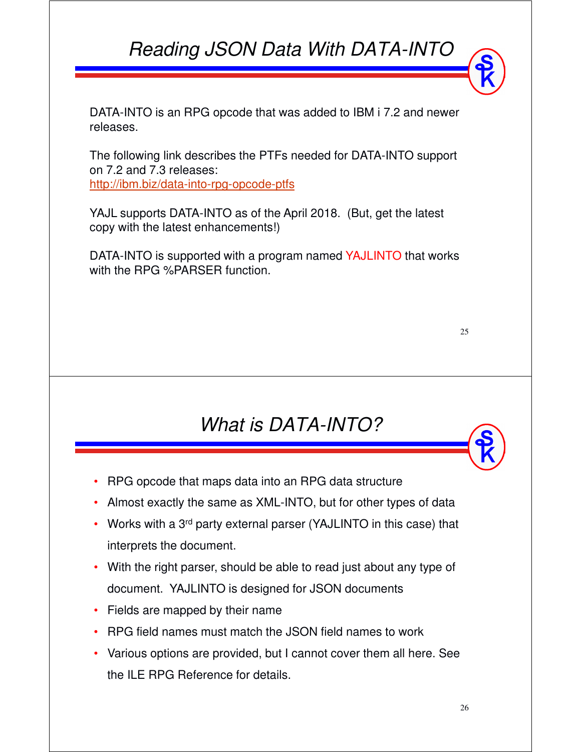## Reading JSON Data With DATA-INTO

DATA-INTO is an RPG opcode that was added to IBM i 7.2 and newer releases.

The following link describes the PTFs needed for DATA-INTO support on 7.2 and 7.3 releases:
http://ibm.biz/data-into-rpg-opcode-ptfs

YAJL supports DATA-INTO as of the April 2018. (But, get the latest copy with the latest enhancements!)

DATA-INTO is supported with a program named YAJLINTO that works with the RPG %PARSER function.

## What is DATA-INTO?

- RPG opcode that maps data into an RPG data structure
- Almost exactly the same as XML-INTO, but for other types of data
- Works with a 3rd party external parser (YAJLINTO in this case) that interprets the document.
- With the right parser, should be able to read just about any type of document. YAJLINTO is designed for JSON documents
- Fields are mapped by their name
- RPG field names must match the JSON field names to work
- Various options are provided, but I cannot cover them all here. See the ILE RPG Reference for details.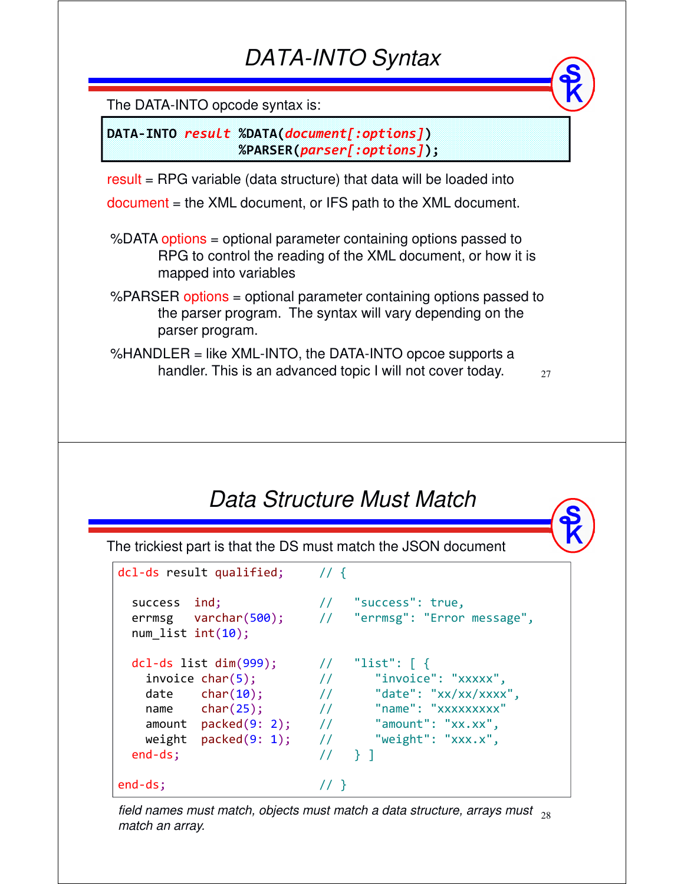## DATA-INTO Syntax

The DATA-INTO opcode syntax is:

```
DATA-INTO result %DATA(document[:options])
                 %PARSER(parser[:options]);
```

result = RPG variable (data structure) that data will be loaded into

document = the XML document, or IFS path to the XML document.

%DATA options = optional parameter containing options passed to RPG to control the reading of the XML document, or how it is mapped into variables

%PARSER options = optional parameter containing options passed to the parser program. The syntax will vary depending on the parser program.

%HANDLER = like XML-INTO, the DATA-INTO opcoe supports a handler. This is an advanced topic I will not cover today.

## Data Structure Must Match

The trickiest part is that the DS must match the JSON document

```
dcl-ds result qualified;      // {

  success   ind;              //   "success": true,
  errmsg    varchar(500);     //   "errmsg": "Error message",
  num_list int(10);

  dcl-ds list dim(999);       //   "list": [ {
    invoice char(5);          //      "invoice": "xxxxx",
    date    char(10);         //      "date": "xx/xx/xxxx",
    name    char(25);         //      "name": "xxxxxxxxx"
    amount  packed(9: 2);     //      "amount": "xx.xx",
    weight  packed(9: 1);     //      "weight": "xxx.x",
  end-ds;                     //   } ]

end-ds;                       // }
```

*field names must match, objects must match a data structure, arrays must match an array.*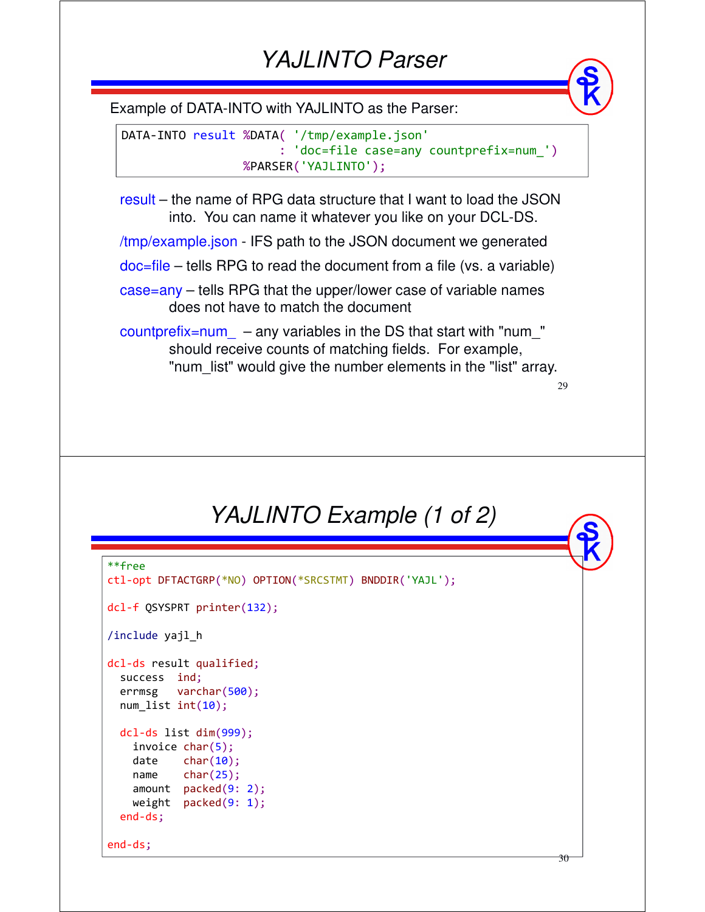# YAJLINTO Parser

Example of DATA-INTO with YAJLINTO as the Parser:

```
DATA-INTO result %DATA( '/tmp/example.json'
                      : 'doc=file case=any countprefix=num_')
                 %PARSER('YAJLINTO');
```

result – the name of RPG data structure that I want to load the JSON into. You can name it whatever you like on your DCL-DS.

/tmp/example.json - IFS path to the JSON document we generated

doc=file – tells RPG to read the document from a file (vs. a variable)

case=any – tells RPG that the upper/lower case of variable names does not have to match the document

countprefix=num_ – any variables in the DS that start with "num_" should receive counts of matching fields. For example, "num_list" would give the number elements in the "list" array.

# YAJLINTO Example (1 of 2)

```
**free
ctl-opt DFTACTGRP(*NO) OPTION(*SRCSTMT) BNDDIR('YAJL');

dcl-f QSYSPRT printer(132);

/include yajl_h

dcl-ds result qualified;
  success  ind;
  errmsg   varchar(500);
  num_list int(10);

  dcl-ds list dim(999);
    invoice char(5);
    date    char(10);
    name    char(25);
    amount  packed(9: 2);
    weight  packed(9: 1);
  end-ds;

end-ds;
```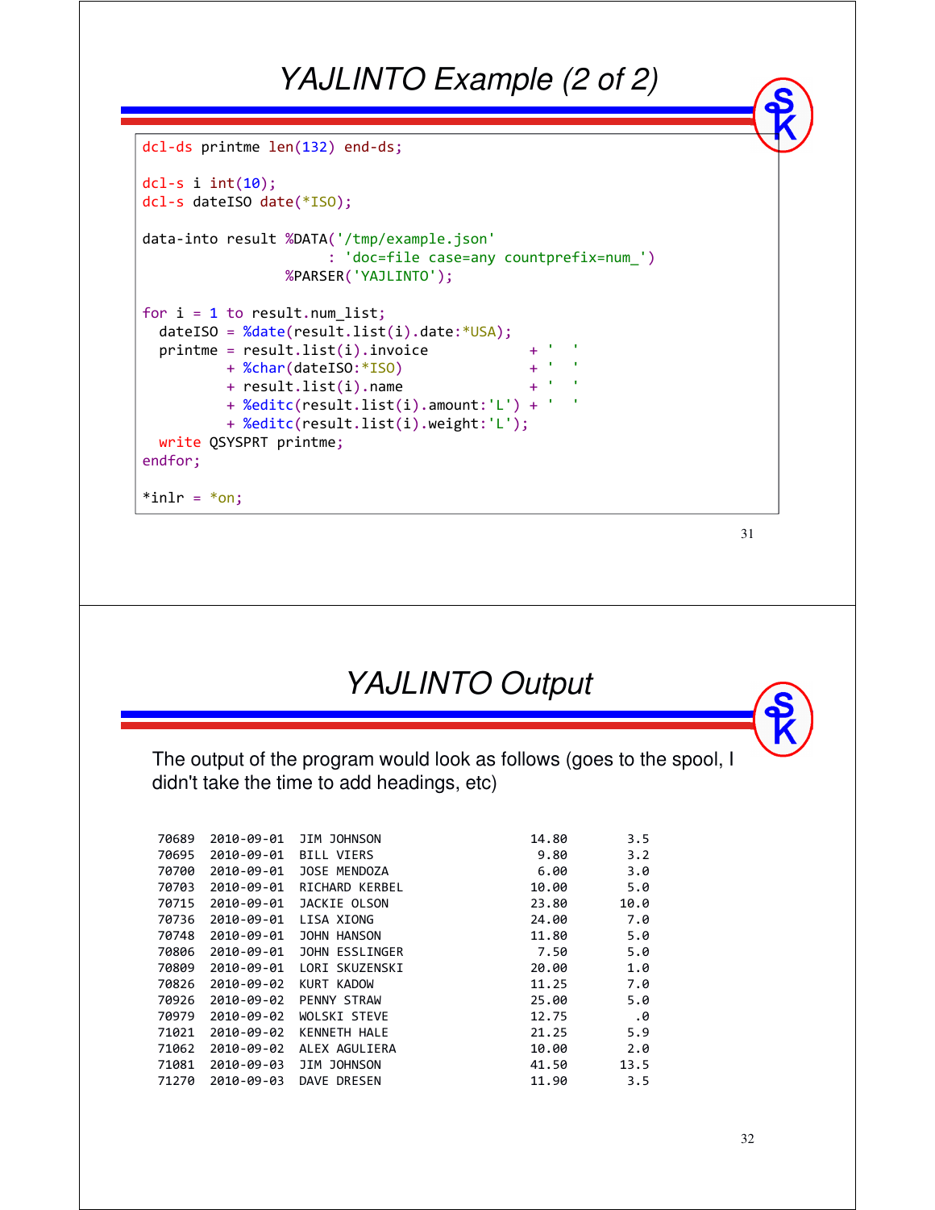# YAJLINTO Example (2 of 2)

```
dcl-ds printme len(132) end-ds;

dcl-s i int(10);
dcl-s dateISO date(*ISO);

data-into result %DATA('/tmp/example.json'
                     : 'doc=file case=any countprefix=num_')
                 %PARSER('YAJLINTO');

for i = 1 to result.num_list;
  dateISO = %date(result.list(i).date:*USA);
  printme = result.list(i).invoice           + '  '
          + %char(dateISO:*ISO)              + '  '
          + result.list(i).name              + '  '
          + %editc(result.list(i).amount:'L') + '  '
          + %editc(result.list(i).weight:'L');
  write QSYSPRT printme;
endfor;

*inlr = *on;
```

# YAJLINTO Output

The output of the program would look as follows (goes to the spool, I didn't take the time to add headings, etc)

```
 70689  2010-09-01  JIM JOHNSON                      14.80        3.5
 70695  2010-09-01  BILL VIERS                        9.80        3.2
 70700  2010-09-01  JOSE MENDOZA                      6.00        3.0
 70703  2010-09-01  RICHARD KERBEL                   10.00        5.0
 70715  2010-09-01  JACKIE OLSON                     23.80       10.0
 70736  2010-09-01  LISA XIONG                       24.00        7.0
 70748  2010-09-01  JOHN HANSON                      11.80        5.0
 70806  2010-09-01  JOHN ESSLINGER                    7.50        5.0
 70809  2010-09-01  LORI SKUZENSKI                   20.00        1.0
 70826  2010-09-02  KURT KADOW                       11.25        7.0
 70926  2010-09-02  PENNY STRAW                      25.00        5.0
 70979  2010-09-02  WOLSKI STEVE                     12.75         .0
 71021  2010-09-02  KENNETH HALE                     21.25        5.9
 71062  2010-09-02  ALEX AGULIERA                    10.00        2.0
 71081  2010-09-03  JIM JOHNSON                      41.50       13.5
 71270  2010-09-03  DAVE DRESEN                      11.90        3.5
```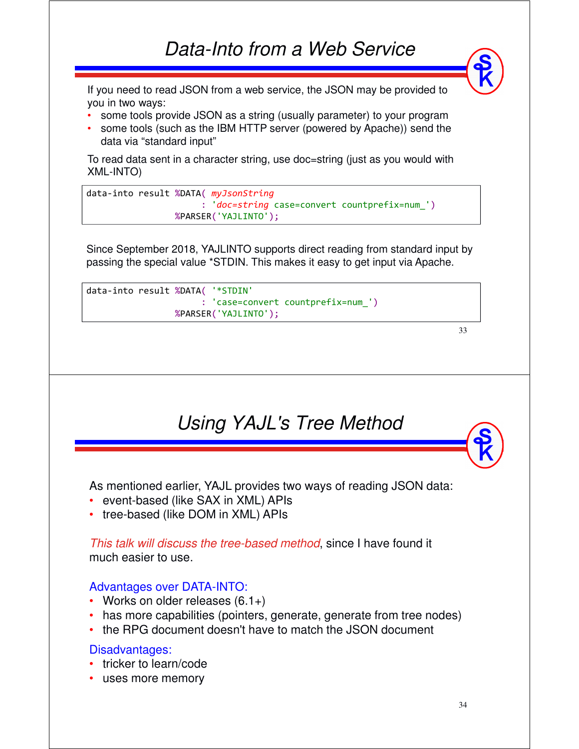# Data-Into from a Web Service

If you need to read JSON from a web service, the JSON may be provided to you in two ways:

- some tools provide JSON as a string (usually parameter) to your program
- some tools (such as the IBM HTTP server (powered by Apache)) send the data via "standard input"

To read data sent in a character string, use doc=string (just as you would with XML-INTO)

```
data-into result %DATA( myJsonString
                      : 'doc=string case=convert countprefix=num_')
                 %PARSER('YAJLINTO');
```

Since September 2018, YAJLINTO supports direct reading from standard input by passing the special value *STDIN. This makes it easy to get input via Apache.

```
data-into result %DATA( '*STDIN'
                      : 'case=convert countprefix=num_')
                 %PARSER('YAJLINTO');
```

# Using YAJL's Tree Method

As mentioned earlier, YAJL provides two ways of reading JSON data:

- event-based (like SAX in XML) APIs
- tree-based (like DOM in XML) APIs

*This talk will discuss the tree-based method*, since I have found it much easier to use.

Advantages over DATA-INTO:

- Works on older releases (6.1+)
- has more capabilities (pointers, generate, generate from tree nodes)
- the RPG document doesn't have to match the JSON document

Disadvantages:

- tricker to learn/code
- uses more memory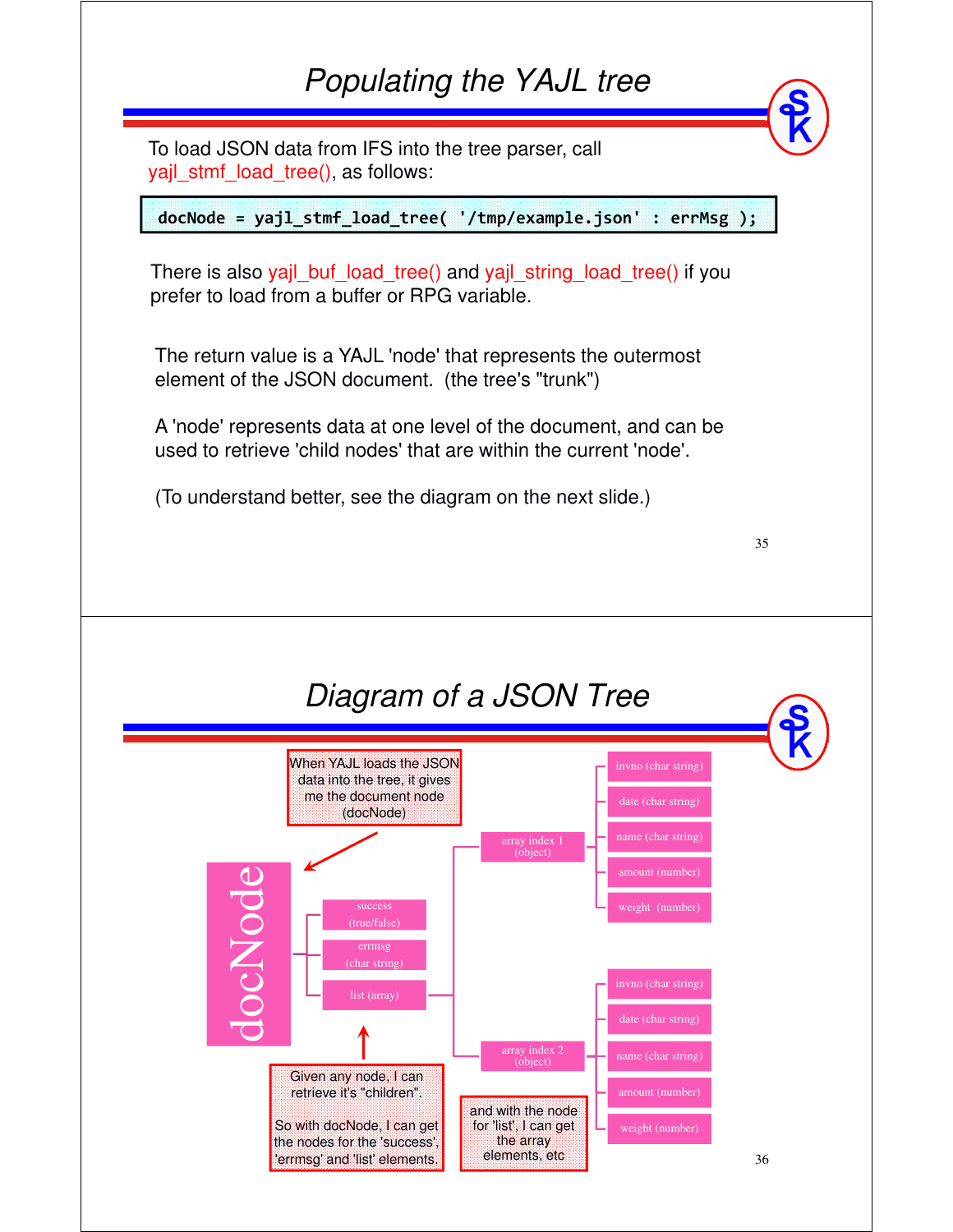# Populating the YAJL tree

To load JSON data from IFS into the tree parser, call yajl_stmf_load_tree(), as follows:

```
docNode = yajl_stmf_load_tree( '/tmp/example.json' : errMsg );
```

There is also yajl_buf_load_tree() and yajl_string_load_tree() if you prefer to load from a buffer or RPG variable.

The return value is a YAJL 'node' that represents the outermost element of the JSON document. (the tree's "trunk")

A 'node' represents data at one level of the document, and can be used to retrieve 'child nodes' that are within the current 'node'.

(To understand better, see the diagram on the next slide.)

# Diagram of a JSON Tree

When YAJL loads the JSON data into the tree, it gives me the document node (docNode)

docNode

- success (true/false)
- errmsg (char string)
- list (array)
  - array index 1 (object)
    - invno (char string)
    - date (char string)
    - name (char string)
    - amount (number)
    - weight (number)
  - array index 2 (object)
    - invno (char string)
    - date (char string)
    - name (char string)
    - amount (number)
    - weight (number)

Given any node, I can retrieve it's "children".

So with docNode, I can get the nodes for the 'success', 'errmsg' and 'list' elements.

and with the node for 'list', I can get the array elements, etc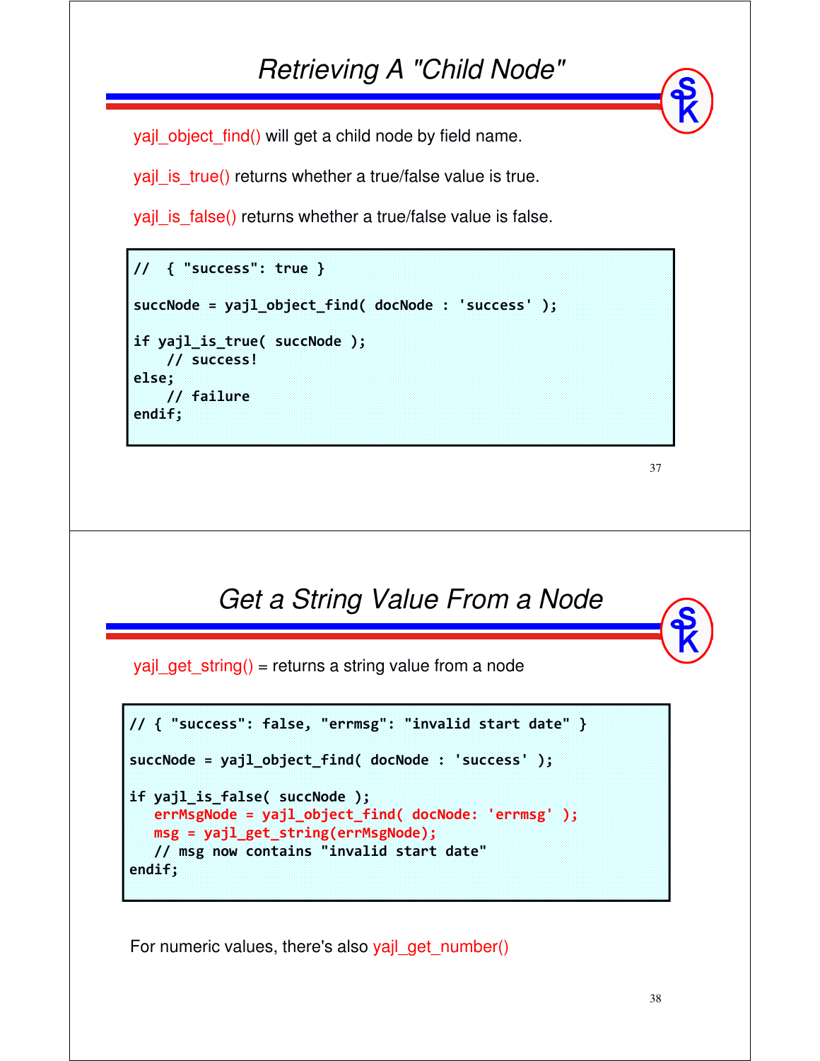## Retrieving A "Child Node"

yajl_object_find() will get a child node by field name.

yajl_is_true() returns whether a true/false value is true.

yajl_is_false() returns whether a true/false value is false.

```
//  { "success": true }

succNode = yajl_object_find( docNode : 'success' );

if yajl_is_true( succNode );
    // success!
else;
    // failure
endif;
```

## Get a String Value From a Node

yajl_get_string() = returns a string value from a node

```
// { "success": false, "errmsg": "invalid start date" }

succNode = yajl_object_find( docNode : 'success' );

if yajl_is_false( succNode );
   errMsgNode = yajl_object_find( docNode: 'errmsg' );
   msg = yajl_get_string(errMsgNode);
   // msg now contains "invalid start date"
endif;
```

For numeric values, there's also yajl_get_number()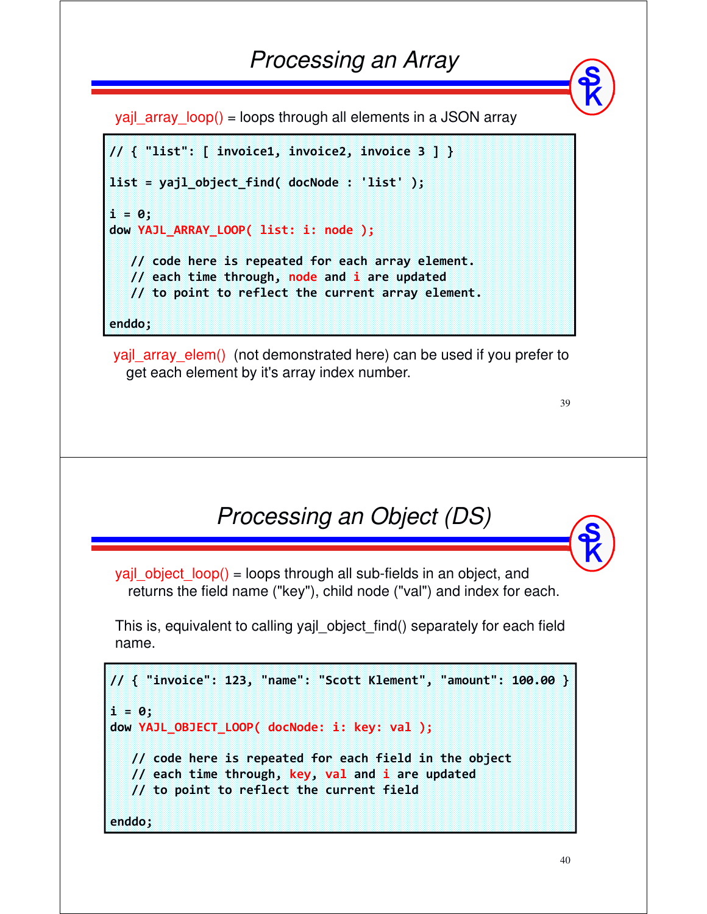# Processing an Array

yajl_array_loop() = loops through all elements in a JSON array

```
// { "list": [ invoice1, invoice2, invoice 3 ] }

list = yajl_object_find( docNode : 'list' );

i = 0;
dow YAJL_ARRAY_LOOP( list: i: node );

   // code here is repeated for each array element.
   // each time through, node and i are updated
   // to point to reflect the current array element.

enddo;
```

yajl_array_elem() (not demonstrated here) can be used if you prefer to get each element by it's array index number.

# Processing an Object (DS)

yajl_object_loop() = loops through all sub-fields in an object, and returns the field name ("key"), child node ("val") and index for each.

This is, equivalent to calling yajl_object_find() separately for each field name.

```
// { "invoice": 123, "name": "Scott Klement", "amount": 100.00 }

i = 0;
dow YAJL_OBJECT_LOOP( docNode: i: key: val );

   // code here is repeated for each field in the object
   // each time through, key, val and i are updated
   // to point to reflect the current field

enddo;
```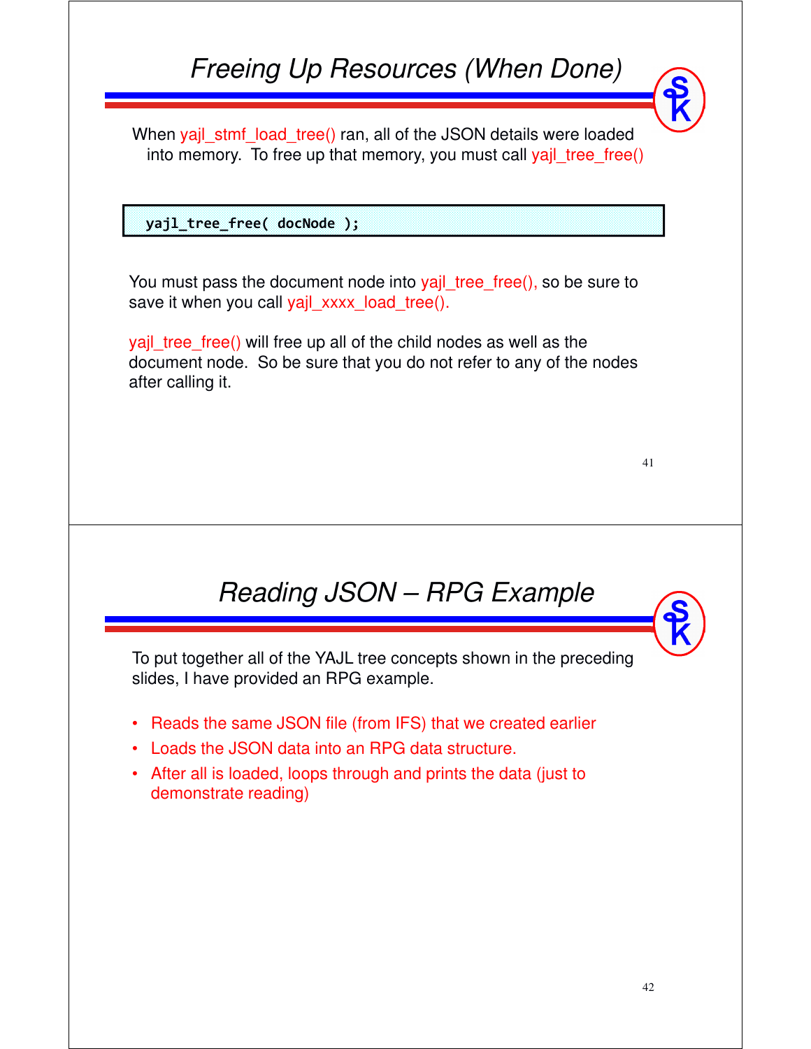## Freeing Up Resources (When Done)

When yajl_stmf_load_tree() ran, all of the JSON details were loaded into memory. To free up that memory, you must call yajl_tree_free()

```
yajl_tree_free( docNode );
```

You must pass the document node into yajl_tree_free(), so be sure to save it when you call yajl_xxxx_load_tree().

yajl_tree_free() will free up all of the child nodes as well as the document node. So be sure that you do not refer to any of the nodes after calling it.

## Reading JSON – RPG Example

To put together all of the YAJL tree concepts shown in the preceding slides, I have provided an RPG example.

- Reads the same JSON file (from IFS) that we created earlier
- Loads the JSON data into an RPG data structure.
- After all is loaded, loops through and prints the data (just to demonstrate reading)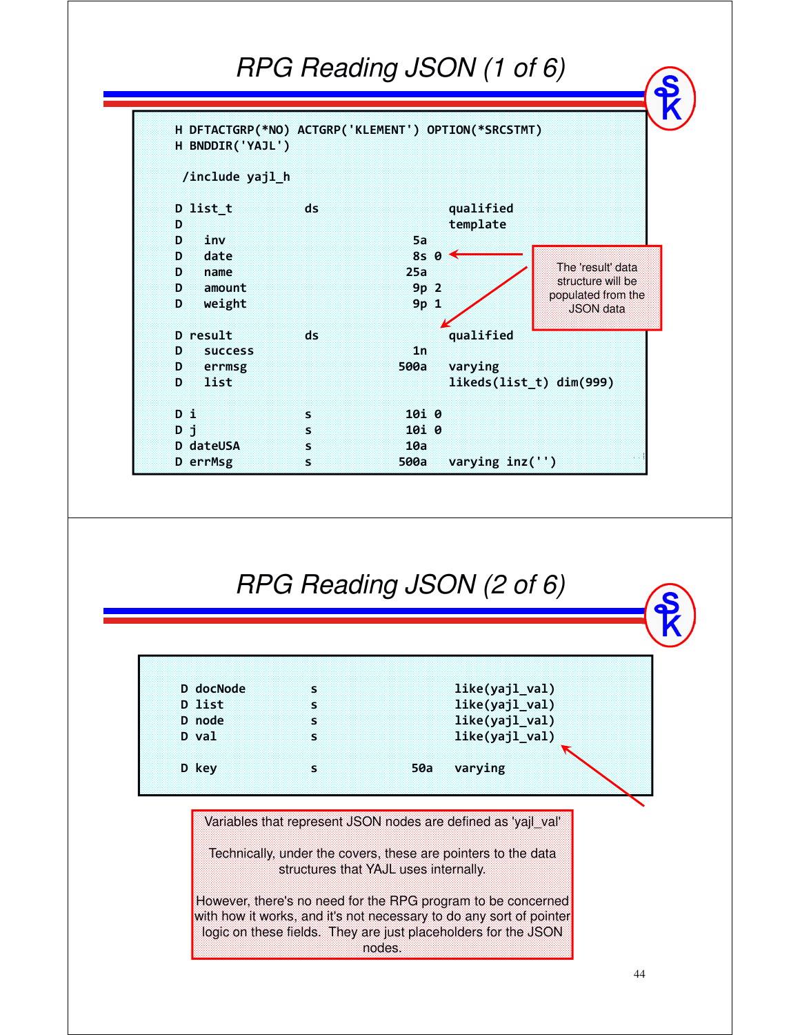# RPG Reading JSON (1 of 6)

```
H DFTACTGRP(*NO) ACTGRP('KLEMENT') OPTION(*SRCSTMT)
H BNDDIR('YAJL')

 /include yajl_h

D list_t          ds                  qualified
D                                     template
D   inv                          5a
D   date                         8s 0
D   name                        25a
D   amount                       9p 2
D   weight                       9p 1

D result          ds                  qualified
D   success                      1n
D   errmsg                     500a   varying
D   list                              likeds(list_t) dim(999)

D i               s             10i 0
D j               s             10i 0
D dateUSA         s             10a
D errMsg          s            500a   varying inz('')
```

The 'result' data structure will be populated from the JSON data

# RPG Reading JSON (2 of 6)

```
D docNode         s                   like(yajl_val)
D list            s                   like(yajl_val)
D node            s                   like(yajl_val)
D val             s                   like(yajl_val)

D key             s             50a   varying
```

Variables that represent JSON nodes are defined as 'yajl_val'

Technically, under the covers, these are pointers to the data structures that YAJL uses internally.

However, there's no need for the RPG program to be concerned with how it works, and it's not necessary to do any sort of pointer logic on these fields. They are just placeholders for the JSON nodes.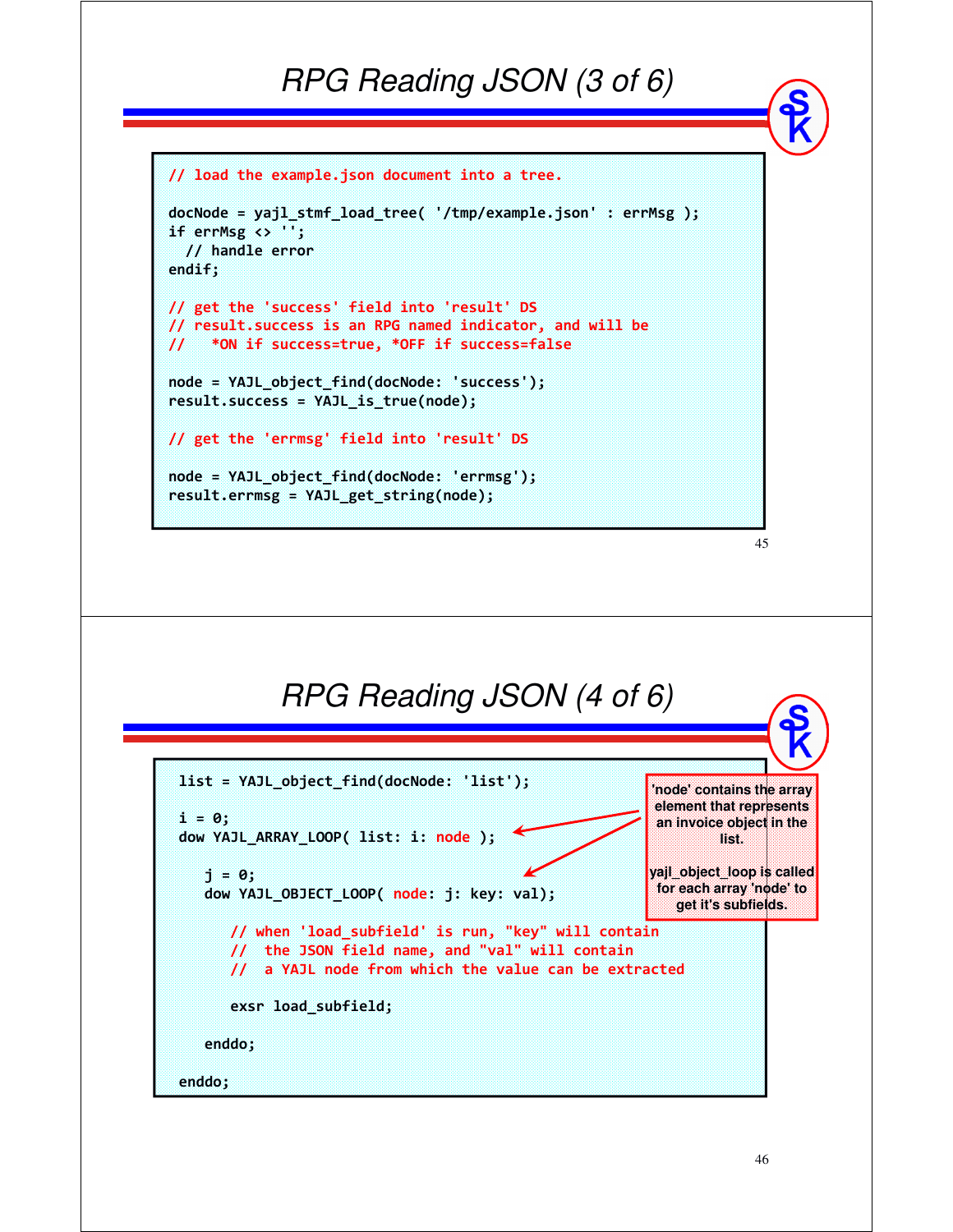# RPG Reading JSON (3 of 6)

```
// load the example.json document into a tree.

docNode = yajl_stmf_load_tree( '/tmp/example.json' : errMsg );
if errMsg <> '';
  // handle error
endif;

// get the 'success' field into 'result' DS
// result.success is an RPG named indicator, and will be
//    *ON if success=true, *OFF if success=false

node = YAJL_object_find(docNode: 'success');
result.success = YAJL_is_true(node);

// get the 'errmsg' field into 'result' DS

node = YAJL_object_find(docNode: 'errmsg');
result.errmsg = YAJL_get_string(node);
```

# RPG Reading JSON (4 of 6)

```
list = YAJL_object_find(docNode: 'list');

i = 0;
dow YAJL_ARRAY_LOOP( list: i: node );

   j = 0;
   dow YAJL_OBJECT_LOOP( node: j: key: val);

      // when 'load_subfield' is run, "key" will contain
      //  the JSON field name, and "val" will contain
      //  a YAJL node from which the value can be extracted

      exsr load_subfield;

   enddo;

enddo;
```

'node' contains the array element that represents an invoice object in the list.

yajl_object_loop is called for each array 'node' to get it's subfields.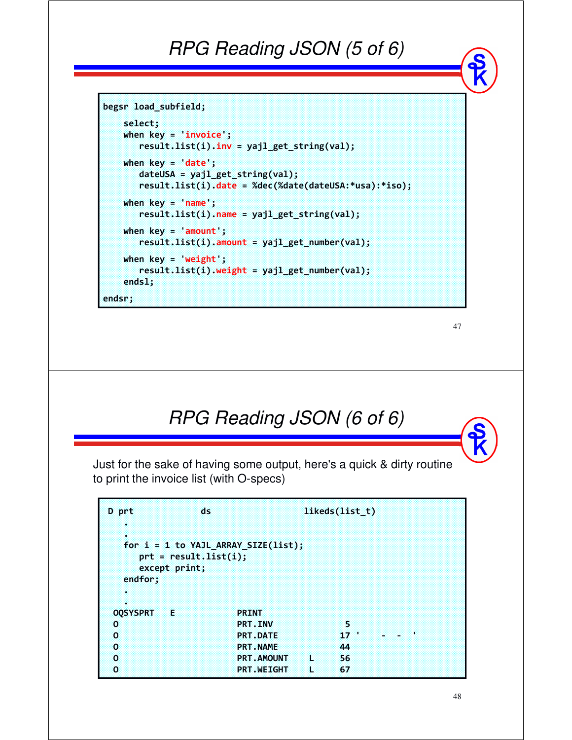# RPG Reading JSON (5 of 6)

```
begsr load_subfield;
    select;
    when key = 'invoice';
       result.list(i).inv = yajl_get_string(val);
    when key = 'date';
       dateUSA = yajl_get_string(val);
       result.list(i).date = %dec(%date(dateUSA:*usa):*iso);
    when key = 'name';
       result.list(i).name = yajl_get_string(val);
    when key = 'amount';
       result.list(i).amount = yajl_get_number(val);
    when key = 'weight';
       result.list(i).weight = yajl_get_number(val);
    endsl;
endsr;
```

# RPG Reading JSON (6 of 6)

Just for the sake of having some output, here's a quick & dirty routine to print the invoice list (with O-specs)

```
 D prt             ds                  likeds(list_t)
     .
     .
    for i = 1 to YAJL_ARRAY_SIZE(list);
       prt = result.list(i);
       except print;
    endfor;
     .
     .
  OQSYSPRT   E             PRINT
  O                        PRT.INV             5
  O                        PRT.DATE           17 '    -  -  '
  O                        PRT.NAME           44
  O                        PRT.AMOUNT    L    56
  O                        PRT.WEIGHT    L    67
```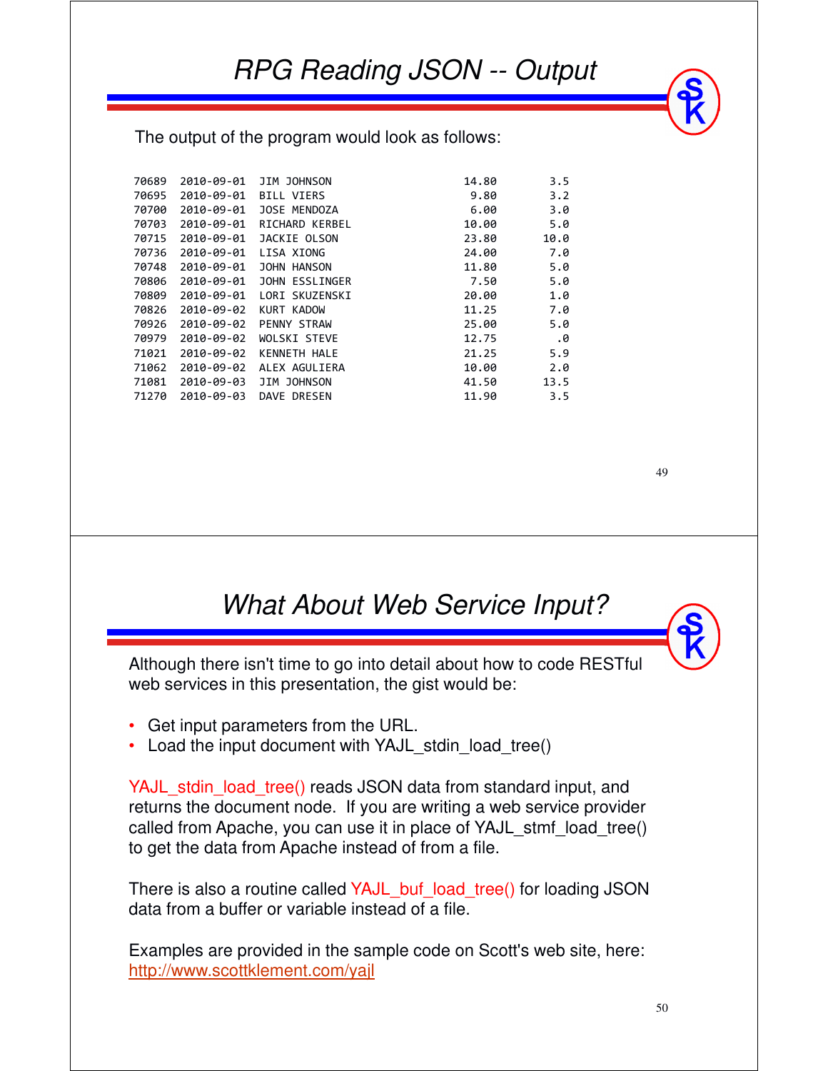# RPG Reading JSON -- Output

The output of the program would look as follows:

```
70689  2010-09-01  JIM JOHNSON                      14.80        3.5
70695  2010-09-01  BILL VIERS                        9.80        3.2
70700  2010-09-01  JOSE MENDOZA                      6.00        3.0
70703  2010-09-01  RICHARD KERBEL                   10.00        5.0
70715  2010-09-01  JACKIE OLSON                     23.80       10.0
70736  2010-09-01  LISA XIONG                       24.00        7.0
70748  2010-09-01  JOHN HANSON                      11.80        5.0
70806  2010-09-01  JOHN ESSLINGER                    7.50        5.0
70809  2010-09-01  LORI SKUZENSKI                   20.00        1.0
70826  2010-09-02  KURT KADOW                       11.25        7.0
70926  2010-09-02  PENNY STRAW                      25.00        5.0
70979  2010-09-02  WOLSKI STEVE                     12.75         .0
71021  2010-09-02  KENNETH HALE                     21.25        5.9
71062  2010-09-02  ALEX AGULIERA                    10.00        2.0
71081  2010-09-03  JIM JOHNSON                      41.50       13.5
71270  2010-09-03  DAVE DRESEN                      11.90        3.5
```

# What About Web Service Input?

Although there isn't time to go into detail about how to code RESTful web services in this presentation, the gist would be:

- Get input parameters from the URL.
- Load the input document with YAJL_stdin_load_tree()

YAJL_stdin_load_tree() reads JSON data from standard input, and returns the document node. If you are writing a web service provider called from Apache, you can use it in place of YAJL_stmf_load_tree() to get the data from Apache instead of from a file.

There is also a routine called YAJL_buf_load_tree() for loading JSON data from a buffer or variable instead of a file.

Examples are provided in the sample code on Scott's web site, here:
http://www.scottklement.com/yajl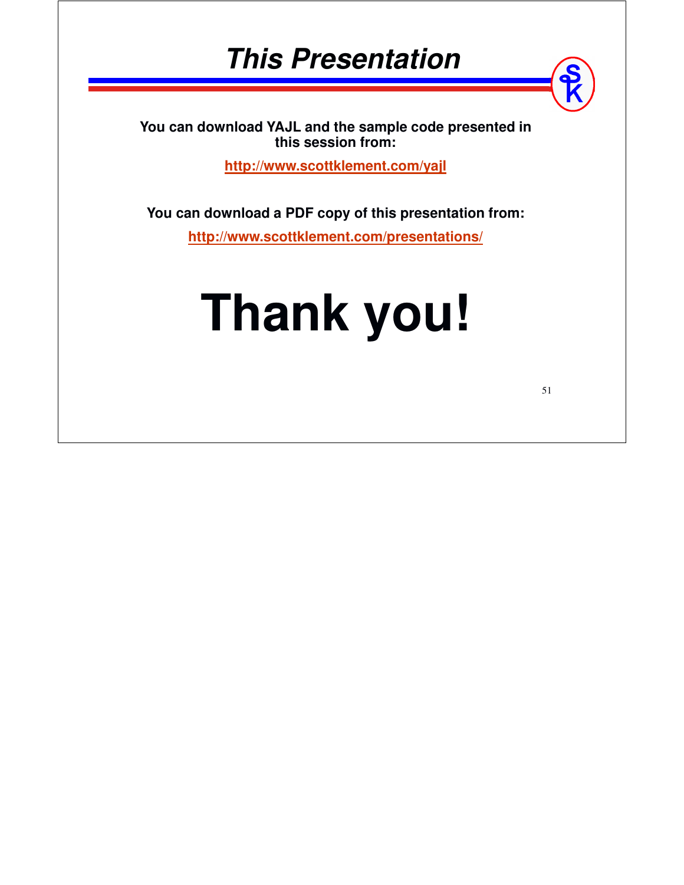# This Presentation

**You can download YAJL and the sample code presented in this session from:**

**http://www.scottklement.com/yajl**

**You can download a PDF copy of this presentation from:**

**http://www.scottklement.com/presentations/**

# Thank you!